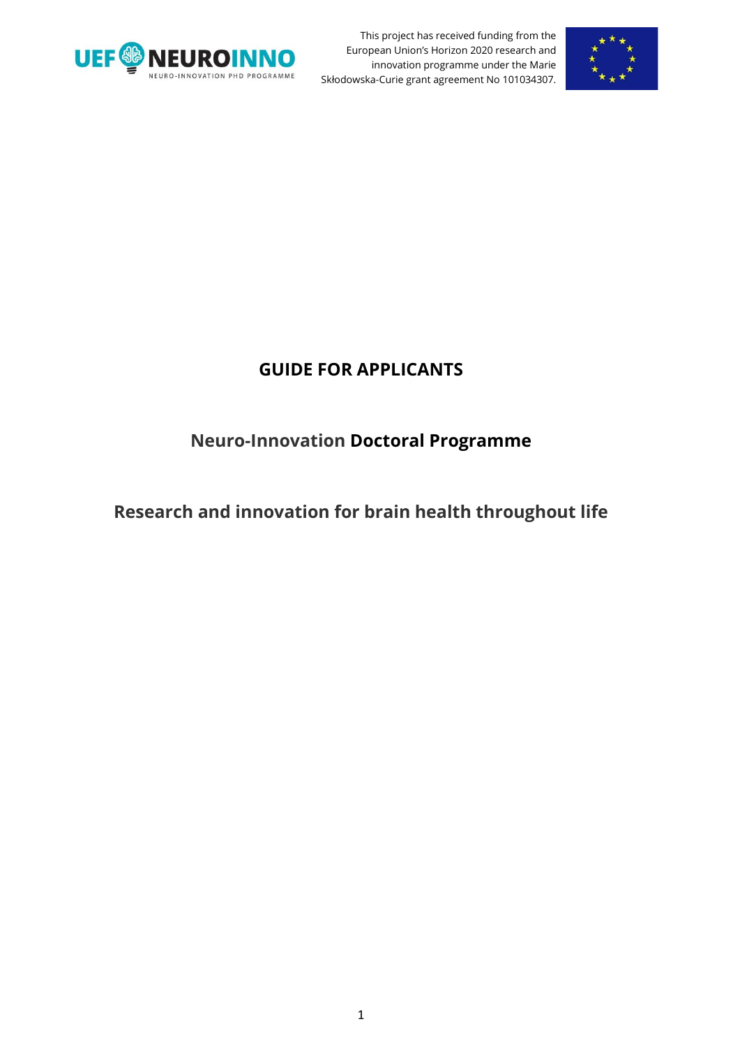This project has received funding from the European Union's Horizon 2020 research and innovation programme under the Marie Skłodowska-Curie grant agreement No 101034307.

# GUIDE FOR APPLICANTS

## Neuro-Innovation **Doctoral Programme**

## Research and innovation for brain health throughout life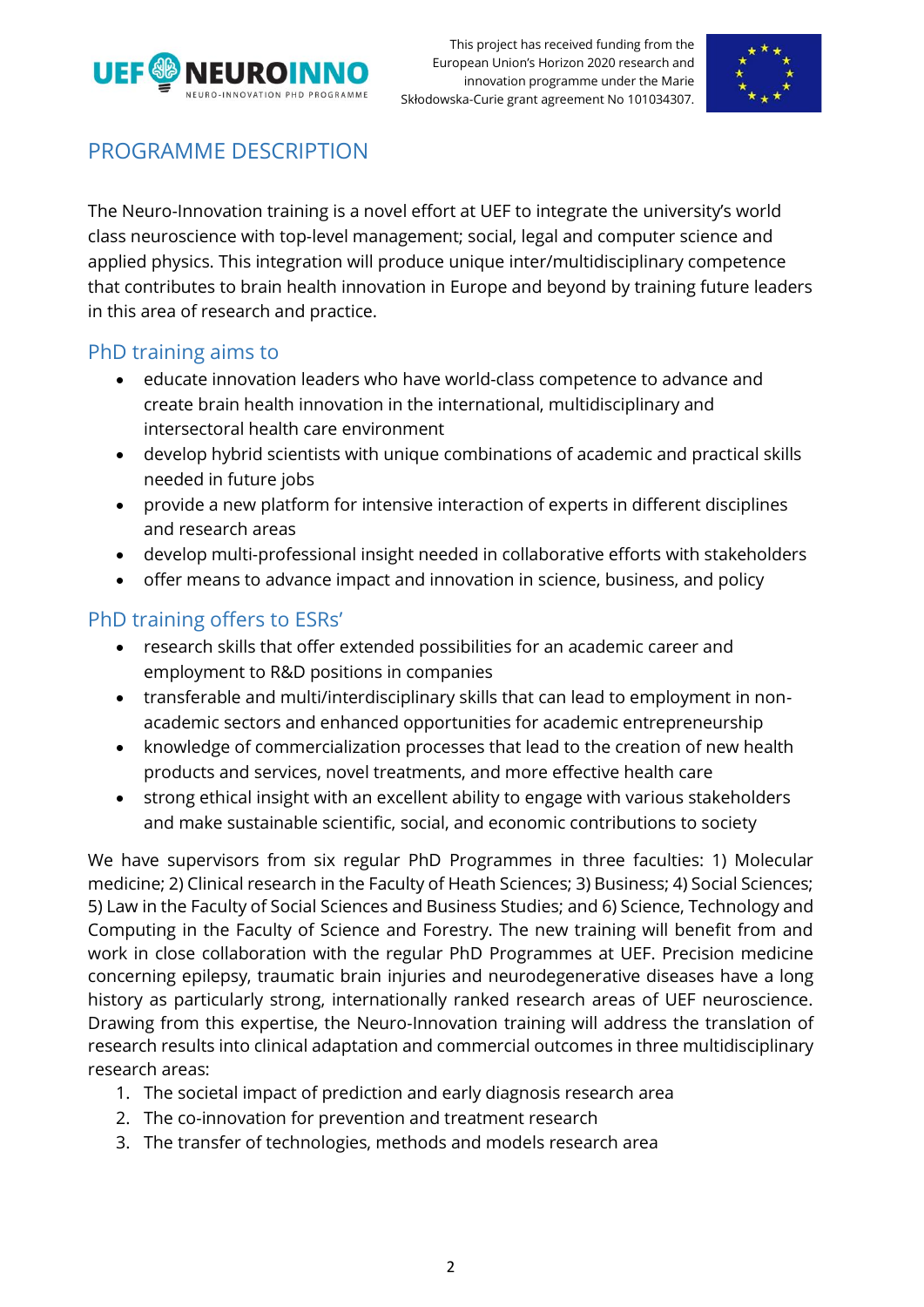# PROGRAMME DESCRIPTION

The Neuro-Innovation training is a novel effort at UEF to integrate the university's world class neuroscience with top-level management; social, legal and computer science and applied physics. This integration will produce unique inter/multidisciplinary competence that contributes to brain health innovation in Europe and beyond by training future leaders in this area of research and practice.

## PhD training aims to

- educate innovation leaders who have world-class competence to advance and create brain health innovation in the international, multidisciplinary and intersectoral health care environment
- develop hybrid scientists with unique combinations of academic and practical skills needed in future jobs
- provide a new platform for intensive interaction of experts in different disciplines and research areas
- develop multi-professional insight needed in collaborative efforts with stakeholders
- offer means to advance impact and innovation in science, business, and policy

## PhD training offers to ESRs'

- research skills that offer extended possibilities for an academic career and employment to R&D positions in companies
- transferable and multi/interdisciplinary skills that can lead to employment in non-academic sectors and enhanced opportunities for academic entrepreneurship
- knowledge of commercialization processes that lead to the creation of new health products and services, novel treatments, and more effective health care
- strong ethical insight with an excellent ability to engage with various stakeholders and make sustainable scientific, social, and economic contributions to society

We have supervisors from six regular PhD Programmes in three faculties: 1) Molecular medicine; 2) Clinical research in the Faculty of Heath Sciences; 3) Business; 4) Social Sciences; 5) Law in the Faculty of Social Sciences and Business Studies; and 6) Science, Technology and Computing in the Faculty of Science and Forestry. The new training will benefit from and work in close collaboration with the regular PhD Programmes at UEF. Precision medicine concerning epilepsy, traumatic brain injuries and neurodegenerative diseases have a long history as particularly strong, internationally ranked research areas of UEF neuroscience. Drawing from this expertise, the Neuro-Innovation training will address the translation of research results into clinical adaptation and commercial outcomes in three multidisciplinary research areas:

1. The societal impact of prediction and early diagnosis research area
2. The co-innovation for prevention and treatment research
3. The transfer of technologies, methods and models research area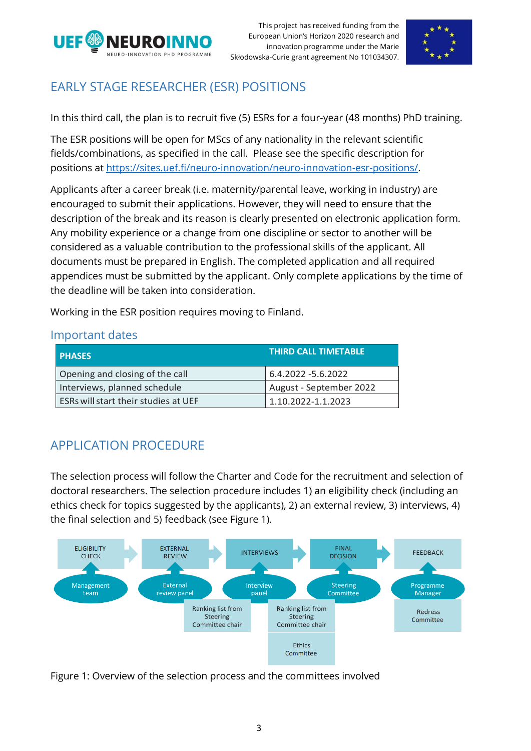## EARLY STAGE RESEARCHER (ESR) POSITIONS

In this third call, the plan is to recruit five (5) ESRs for a four-year (48 months) PhD training.

The ESR positions will be open for MScs of any nationality in the relevant scientific fields/combinations, as specified in the call. Please see the specific description for positions at https://sites.uef.fi/neuro-innovation/neuro-innovation-esr-positions/.

Applicants after a career break (i.e. maternity/parental leave, working in industry) are encouraged to submit their applications. However, they will need to ensure that the description of the break and its reason is clearly presented on electronic application form. Any mobility experience or a change from one discipline or sector to another will be considered as a valuable contribution to the professional skills of the applicant. All documents must be prepared in English. The completed application and all required appendices must be submitted by the applicant. Only complete applications by the time of the deadline will be taken into consideration.

Working in the ESR position requires moving to Finland.

### Important dates

| PHASES | THIRD CALL TIMETABLE |
|---|---|
| Opening and closing of the call | 6.4.2022 -5.6.2022 |
| Interviews, planned schedule | August - September 2022 |
| ESRs will start their studies at UEF | 1.10.2022-1.1.2023 |

## APPLICATION PROCEDURE

The selection process will follow the Charter and Code for the recruitment and selection of doctoral researchers. The selection procedure includes 1) an eligibility check (including an ethics check for topics suggested by the applicants), 2) an external review, 3) interviews, 4) the final selection and 5) feedback (see Figure 1).

ELIGIBILITY CHECK → EXTERNAL REVIEW → INTERVIEWS → FINAL DECISION → FEEDBACK

- ELIGIBILITY CHECK: Management team
- EXTERNAL REVIEW: External review panel; Ranking list from Steering Committee chair
- INTERVIEWS: Interview panel; Ranking list from Steering Committee chair; Ethics Committee
- FINAL DECISION: Steering Committee
- FEEDBACK: Programme Manager; Redress Committee

Figure 1: Overview of the selection process and the committees involved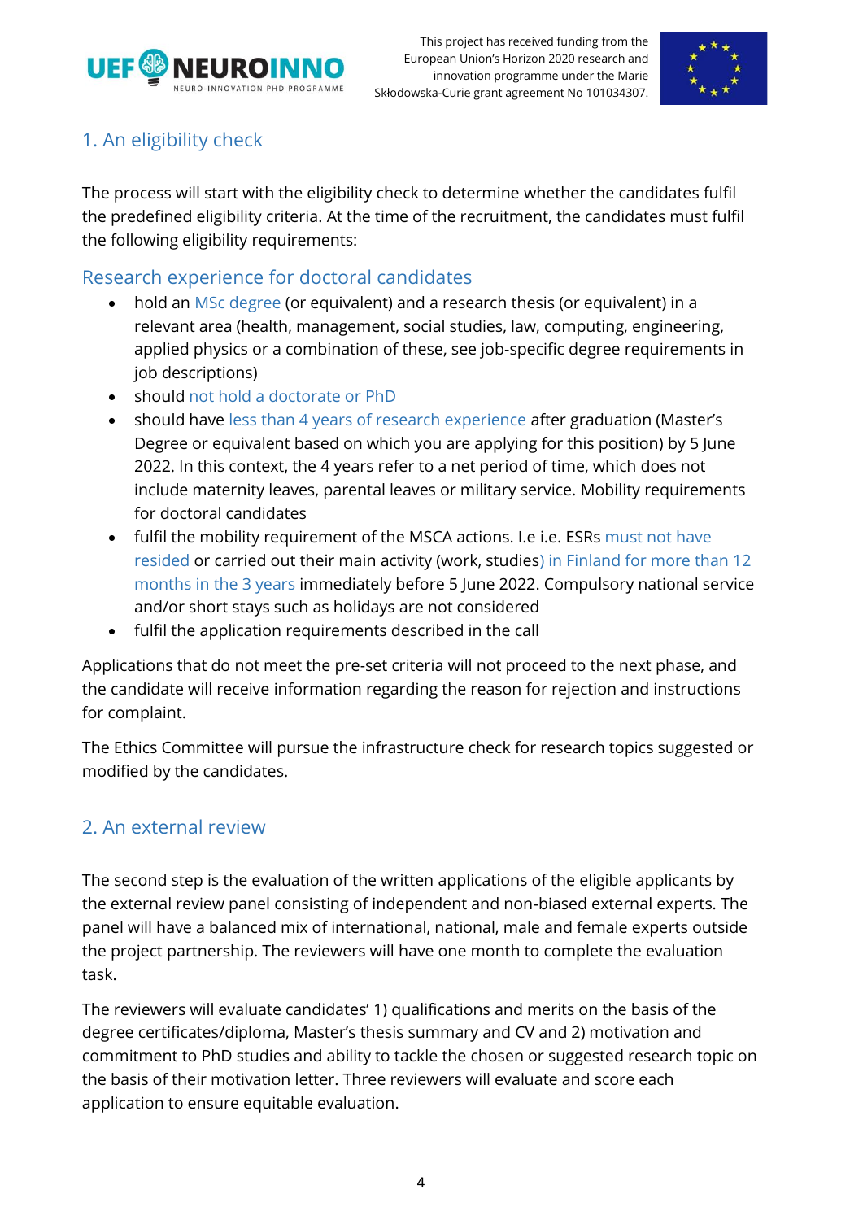## 1. An eligibility check

The process will start with the eligibility check to determine whether the candidates fulfil the predefined eligibility criteria. At the time of the recruitment, the candidates must fulfil the following eligibility requirements:

### Research experience for doctoral candidates

- hold an MSc degree (or equivalent) and a research thesis (or equivalent) in a relevant area (health, management, social studies, law, computing, engineering, applied physics or a combination of these, see job-specific degree requirements in job descriptions)
- should not hold a doctorate or PhD
- should have less than 4 years of research experience after graduation (Master's Degree or equivalent based on which you are applying for this position) by 5 June 2022. In this context, the 4 years refer to a net period of time, which does not include maternity leaves, parental leaves or military service. Mobility requirements for doctoral candidates
- fulfil the mobility requirement of the MSCA actions. I.e i.e. ESRs must not have resided or carried out their main activity (work, studies) in Finland for more than 12 months in the 3 years immediately before 5 June 2022. Compulsory national service and/or short stays such as holidays are not considered
- fulfil the application requirements described in the call

Applications that do not meet the pre-set criteria will not proceed to the next phase, and the candidate will receive information regarding the reason for rejection and instructions for complaint.

The Ethics Committee will pursue the infrastructure check for research topics suggested or modified by the candidates.

## 2. An external review

The second step is the evaluation of the written applications of the eligible applicants by the external review panel consisting of independent and non-biased external experts. The panel will have a balanced mix of international, national, male and female experts outside the project partnership. The reviewers will have one month to complete the evaluation task.

The reviewers will evaluate candidates' 1) qualifications and merits on the basis of the degree certificates/diploma, Master's thesis summary and CV and 2) motivation and commitment to PhD studies and ability to tackle the chosen or suggested research topic on the basis of their motivation letter. Three reviewers will evaluate and score each application to ensure equitable evaluation.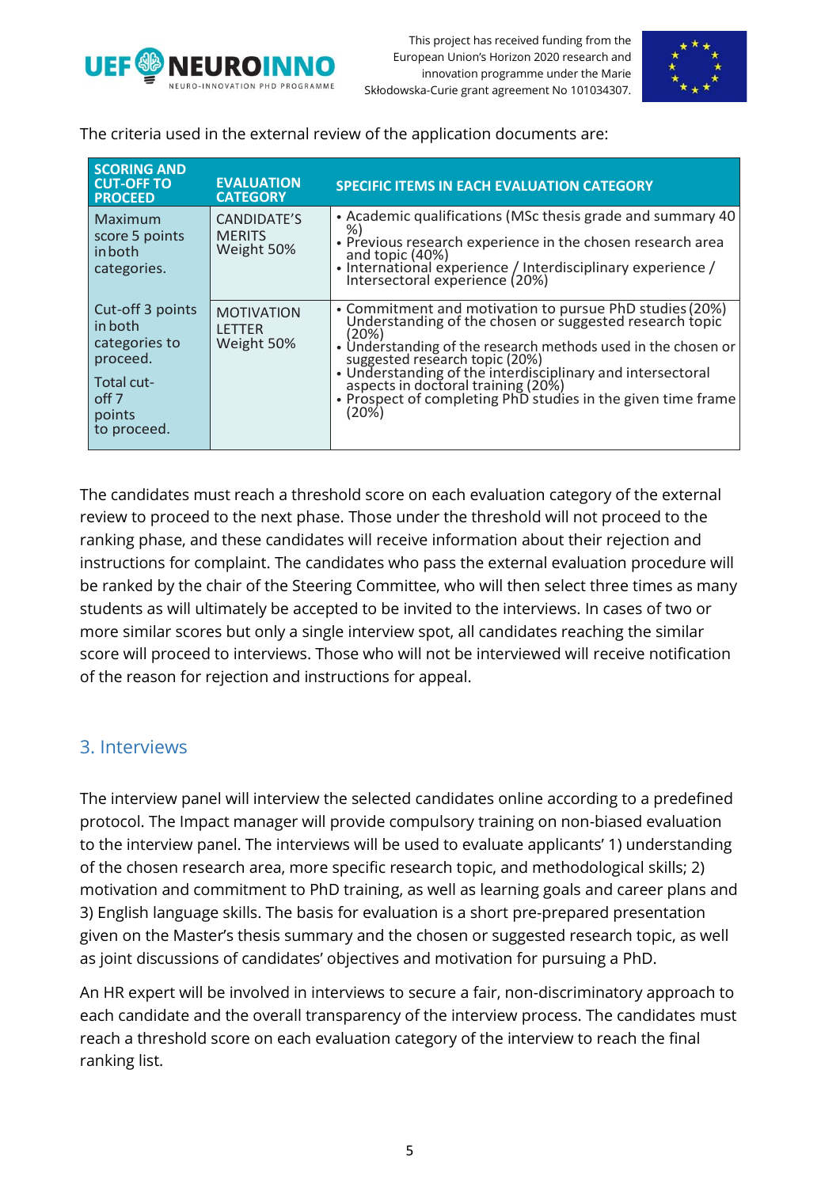The criteria used in the external review of the application documents are:

| SCORING AND CUT-OFF TO PROCEED | EVALUATION CATEGORY | SPECIFIC ITEMS IN EACH EVALUATION CATEGORY |
|---|---|---|
| Maximum score 5 points in both categories. | CANDIDATE'S MERITS Weight 50% | • Academic qualifications (MSc thesis grade and summary 40 %) • Previous research experience in the chosen research area and topic (40%) • International experience / Interdisciplinary experience / Intersectoral experience (20%) |
| Cut-off 3 points in both categories to proceed. Total cut-off 7 points to proceed. | MOTIVATION LETTER Weight 50% | • Commitment and motivation to pursue PhD studies (20%) Understanding of the chosen or suggested research topic (20%) • Understanding of the research methods used in the chosen or suggested research topic (20%) • Understanding of the interdisciplinary and intersectoral aspects in doctoral training (20%) • Prospect of completing PhD studies in the given time frame (20%) |

The candidates must reach a threshold score on each evaluation category of the external review to proceed to the next phase. Those under the threshold will not proceed to the ranking phase, and these candidates will receive information about their rejection and instructions for complaint. The candidates who pass the external evaluation procedure will be ranked by the chair of the Steering Committee, who will then select three times as many students as will ultimately be accepted to be invited to the interviews. In cases of two or more similar scores but only a single interview spot, all candidates reaching the similar score will proceed to interviews. Those who will not be interviewed will receive notification of the reason for rejection and instructions for appeal.

## 3. Interviews

The interview panel will interview the selected candidates online according to a predefined protocol. The Impact manager will provide compulsory training on non-biased evaluation to the interview panel. The interviews will be used to evaluate applicants' 1) understanding of the chosen research area, more specific research topic, and methodological skills; 2) motivation and commitment to PhD training, as well as learning goals and career plans and 3) English language skills. The basis for evaluation is a short pre-prepared presentation given on the Master's thesis summary and the chosen or suggested research topic, as well as joint discussions of candidates' objectives and motivation for pursuing a PhD.

An HR expert will be involved in interviews to secure a fair, non-discriminatory approach to each candidate and the overall transparency of the interview process. The candidates must reach a threshold score on each evaluation category of the interview to reach the final ranking list.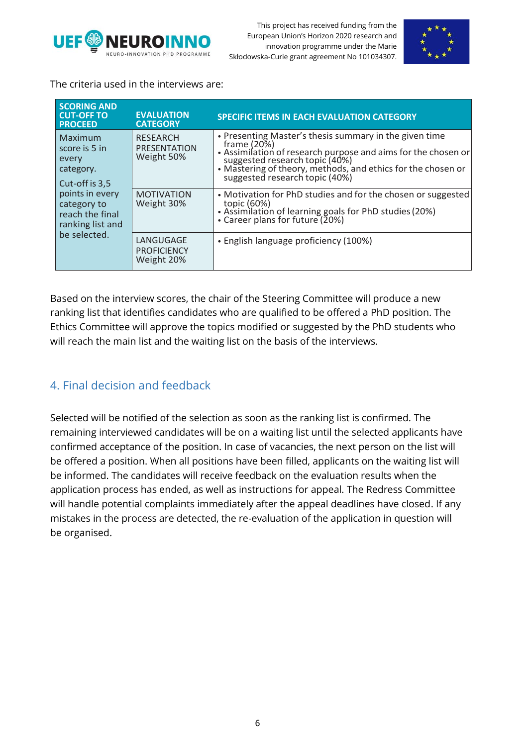The criteria used in the interviews are:

| SCORING AND CUT-OFF TO PROCEED | EVALUATION CATEGORY | SPECIFIC ITEMS IN EACH EVALUATION CATEGORY |
|---|---|---|
| Maximum score is 5 in every category.<br><br>Cut-off is 3,5 points in every category to reach the final ranking list and be selected. | RESEARCH PRESENTATION Weight 50% | • Presenting Master's thesis summary in the given time frame (20%)<br>• Assimilation of research purpose and aims for the chosen or suggested research topic (40%)<br>• Mastering of theory, methods, and ethics for the chosen or suggested research topic (40%) |
| | MOTIVATION Weight 30% | • Motivation for PhD studies and for the chosen or suggested topic (60%)<br>• Assimilation of learning goals for PhD studies (20%)<br>• Career plans for future (20%) |
| | LANGUGAGE PROFICIENCY Weight 20% | • English language proficiency (100%) |

Based on the interview scores, the chair of the Steering Committee will produce a new ranking list that identifies candidates who are qualified to be offered a PhD position. The Ethics Committee will approve the topics modified or suggested by the PhD students who will reach the main list and the waiting list on the basis of the interviews.

## 4. Final decision and feedback

Selected will be notified of the selection as soon as the ranking list is confirmed. The remaining interviewed candidates will be on a waiting list until the selected applicants have confirmed acceptance of the position. In case of vacancies, the next person on the list will be offered a position. When all positions have been filled, applicants on the waiting list will be informed. The candidates will receive feedback on the evaluation results when the application process has ended, as well as instructions for appeal. The Redress Committee will handle potential complaints immediately after the appeal deadlines have closed. If any mistakes in the process are detected, the re-evaluation of the application in question will be organised.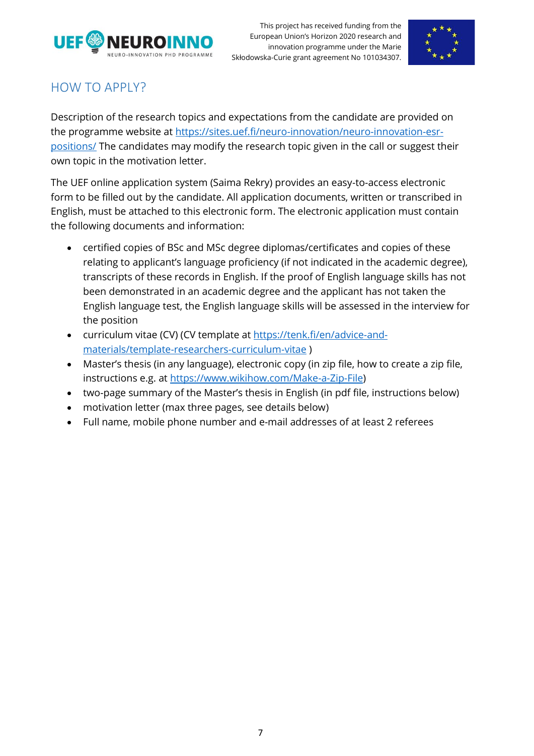## HOW TO APPLY?

Description of the research topics and expectations from the candidate are provided on the programme website at [https://sites.uef.fi/neuro-innovation/neuro-innovation-esr-positions/](https://sites.uef.fi/neuro-innovation/neuro-innovation-esr-positions/) The candidates may modify the research topic given in the call or suggest their own topic in the motivation letter.

The UEF online application system (Saima Rekry) provides an easy-to-access electronic form to be filled out by the candidate. All application documents, written or transcribed in English, must be attached to this electronic form. The electronic application must contain the following documents and information:

- certified copies of BSc and MSc degree diplomas/certificates and copies of these relating to applicant's language proficiency (if not indicated in the academic degree), transcripts of these records in English. If the proof of English language skills has not been demonstrated in an academic degree and the applicant has not taken the English language test, the English language skills will be assessed in the interview for the position
- curriculum vitae (CV) (CV template at [https://tenk.fi/en/advice-and-materials/template-researchers-curriculum-vitae](https://tenk.fi/en/advice-and-materials/template-researchers-curriculum-vitae) )
- Master's thesis (in any language), electronic copy (in zip file, how to create a zip file, instructions e.g. at [https://www.wikihow.com/Make-a-Zip-File](https://www.wikihow.com/Make-a-Zip-File))
- two-page summary of the Master's thesis in English (in pdf file, instructions below)
- motivation letter (max three pages, see details below)
- Full name, mobile phone number and e-mail addresses of at least 2 referees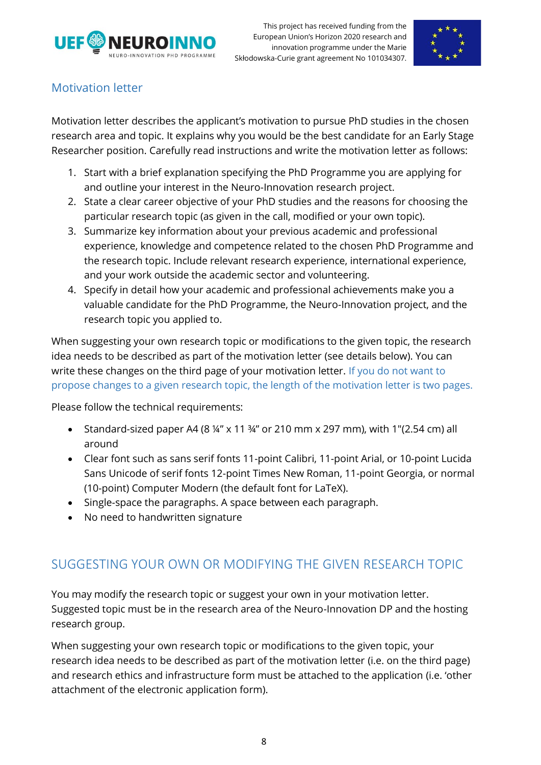## Motivation letter

Motivation letter describes the applicant's motivation to pursue PhD studies in the chosen research area and topic. It explains why you would be the best candidate for an Early Stage Researcher position. Carefully read instructions and write the motivation letter as follows:

1. Start with a brief explanation specifying the PhD Programme you are applying for and outline your interest in the Neuro-Innovation research project.
2. State a clear career objective of your PhD studies and the reasons for choosing the particular research topic (as given in the call, modified or your own topic).
3. Summarize key information about your previous academic and professional experience, knowledge and competence related to the chosen PhD Programme and the research topic. Include relevant research experience, international experience, and your work outside the academic sector and volunteering.
4. Specify in detail how your academic and professional achievements make you a valuable candidate for the PhD Programme, the Neuro-Innovation project, and the research topic you applied to.

When suggesting your own research topic or modifications to the given topic, the research idea needs to be described as part of the motivation letter (see details below). You can write these changes on the third page of your motivation letter. If you do not want to propose changes to a given research topic, the length of the motivation letter is two pages.

Please follow the technical requirements:

- Standard-sized paper A4 (8 ¼" x 11 ¾" or 210 mm x 297 mm), with 1"(2.54 cm) all around
- Clear font such as sans serif fonts 11-point Calibri, 11-point Arial, or 10-point Lucida Sans Unicode of serif fonts 12-point Times New Roman, 11-point Georgia, or normal (10-point) Computer Modern (the default font for LaTeX).
- Single-space the paragraphs. A space between each paragraph.
- No need to handwritten signature

## SUGGESTING YOUR OWN OR MODIFYING THE GIVEN RESEARCH TOPIC

You may modify the research topic or suggest your own in your motivation letter. Suggested topic must be in the research area of the Neuro-Innovation DP and the hosting research group.

When suggesting your own research topic or modifications to the given topic, your research idea needs to be described as part of the motivation letter (i.e. on the third page) and research ethics and infrastructure form must be attached to the application (i.e. 'other attachment of the electronic application form).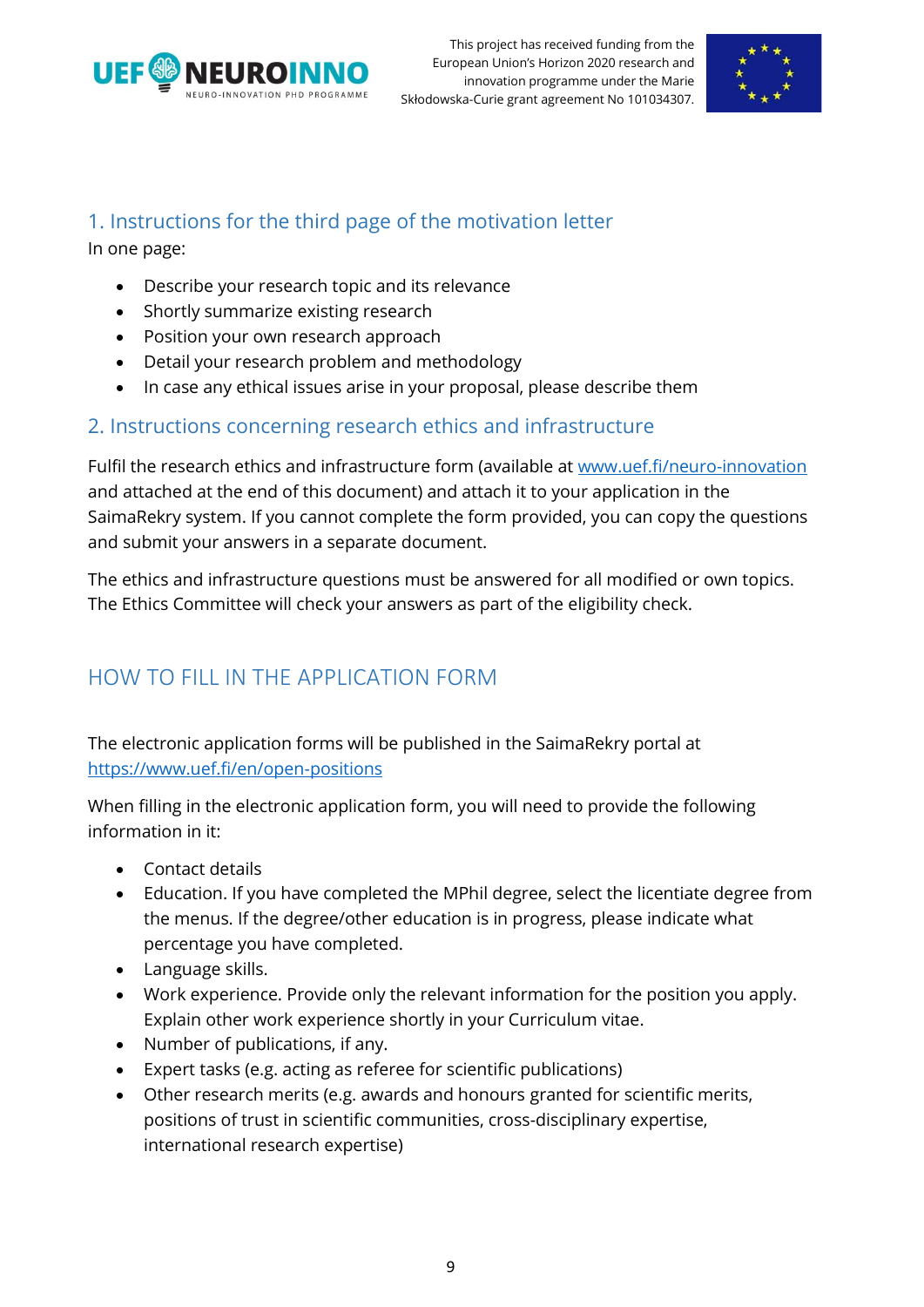## 1. Instructions for the third page of the motivation letter

In one page:

- Describe your research topic and its relevance
- Shortly summarize existing research
- Position your own research approach
- Detail your research problem and methodology
- In case any ethical issues arise in your proposal, please describe them

## 2. Instructions concerning research ethics and infrastructure

Fulfil the research ethics and infrastructure form (available at www.uef.fi/neuro-innovation and attached at the end of this document) and attach it to your application in the SaimaRekry system. If you cannot complete the form provided, you can copy the questions and submit your answers in a separate document.

The ethics and infrastructure questions must be answered for all modified or own topics. The Ethics Committee will check your answers as part of the eligibility check.

# HOW TO FILL IN THE APPLICATION FORM

The electronic application forms will be published in the SaimaRekry portal at https://www.uef.fi/en/open-positions

When filling in the electronic application form, you will need to provide the following information in it:

- Contact details
- Education. If you have completed the MPhil degree, select the licentiate degree from the menus. If the degree/other education is in progress, please indicate what percentage you have completed.
- Language skills.
- Work experience. Provide only the relevant information for the position you apply. Explain other work experience shortly in your Curriculum vitae.
- Number of publications, if any.
- Expert tasks (e.g. acting as referee for scientific publications)
- Other research merits (e.g. awards and honours granted for scientific merits, positions of trust in scientific communities, cross-disciplinary expertise, international research expertise)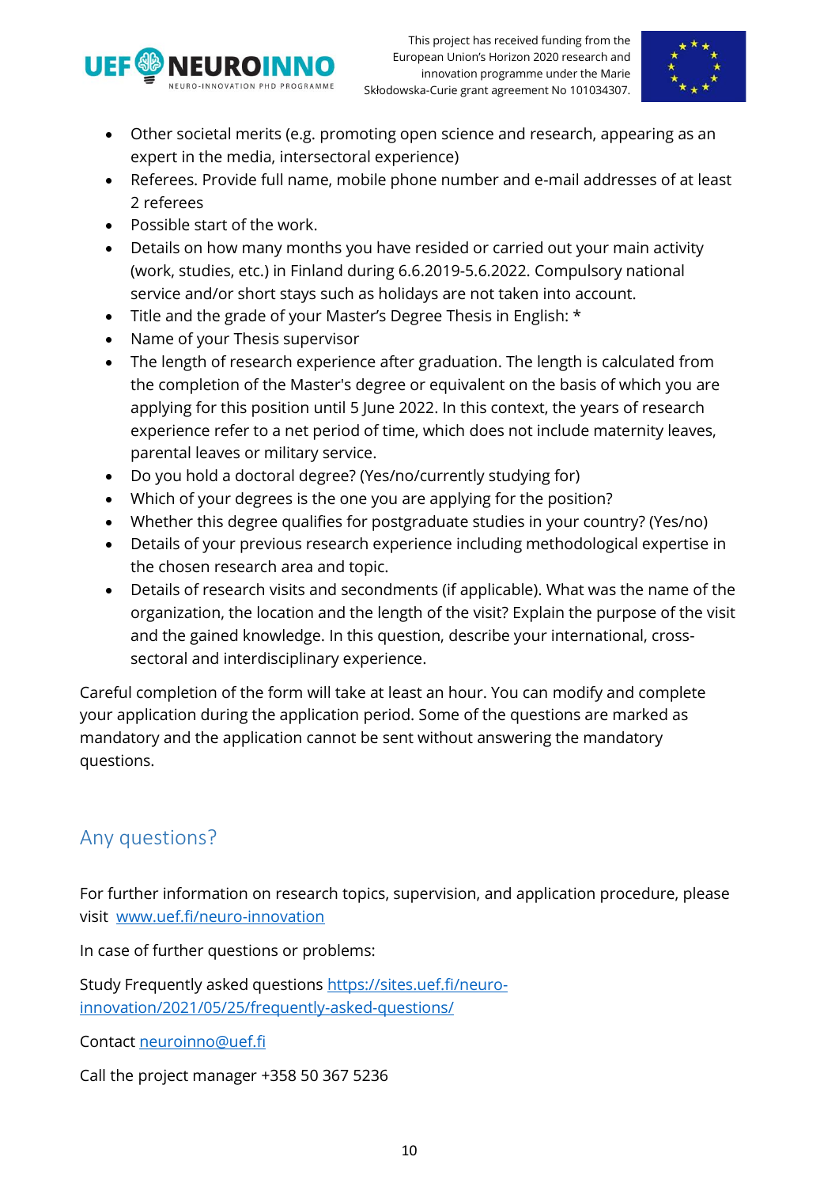- Other societal merits (e.g. promoting open science and research, appearing as an expert in the media, intersectoral experience)
- Referees. Provide full name, mobile phone number and e-mail addresses of at least 2 referees
- Possible start of the work.
- Details on how many months you have resided or carried out your main activity (work, studies, etc.) in Finland during 6.6.2019-5.6.2022. Compulsory national service and/or short stays such as holidays are not taken into account.
- Title and the grade of your Master's Degree Thesis in English: *
- Name of your Thesis supervisor
- The length of research experience after graduation. The length is calculated from the completion of the Master's degree or equivalent on the basis of which you are applying for this position until 5 June 2022. In this context, the years of research experience refer to a net period of time, which does not include maternity leaves, parental leaves or military service.
- Do you hold a doctoral degree? (Yes/no/currently studying for)
- Which of your degrees is the one you are applying for the position?
- Whether this degree qualifies for postgraduate studies in your country? (Yes/no)
- Details of your previous research experience including methodological expertise in the chosen research area and topic.
- Details of research visits and secondments (if applicable). What was the name of the organization, the location and the length of the visit? Explain the purpose of the visit and the gained knowledge. In this question, describe your international, cross-sectoral and interdisciplinary experience.

Careful completion of the form will take at least an hour. You can modify and complete your application during the application period. Some of the questions are marked as mandatory and the application cannot be sent without answering the mandatory questions.

## Any questions?

For further information on research topics, supervision, and application procedure, please visit [www.uef.fi/neuro-innovation](www.uef.fi/neuro-innovation)

In case of further questions or problems:

Study Frequently asked questions [https://sites.uef.fi/neuro-innovation/2021/05/25/frequently-asked-questions/](https://sites.uef.fi/neuro-innovation/2021/05/25/frequently-asked-questions/)

Contact [neuroinno@uef.fi](mailto:neuroinno@uef.fi)

Call the project manager +358 50 367 5236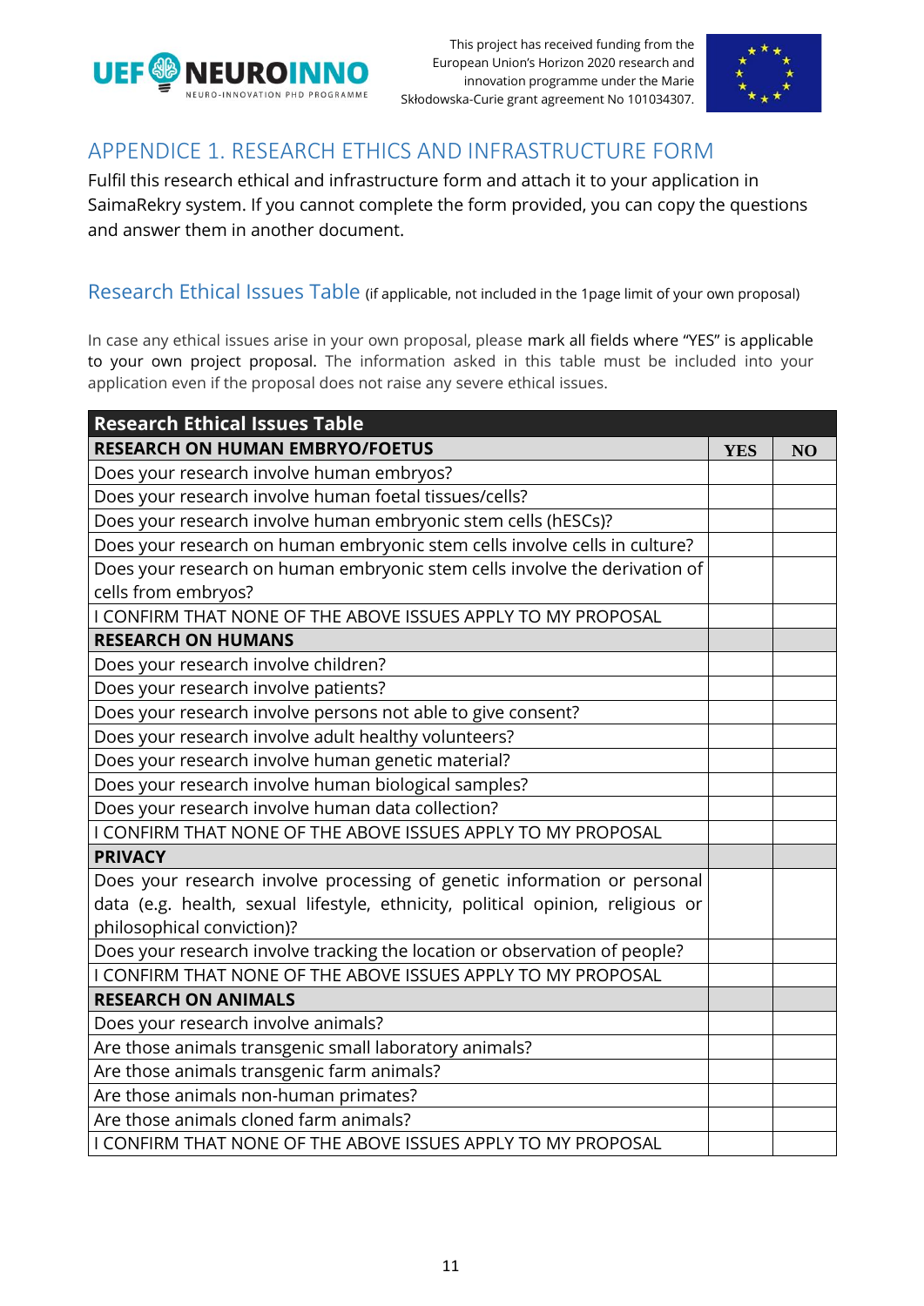## APPENDICE 1. RESEARCH ETHICS AND INFRASTRUCTURE FORM

Fulfil this research ethical and infrastructure form and attach it to your application in SaimaRekry system. If you cannot complete the form provided, you can copy the questions and answer them in another document.

### Research Ethical Issues Table (if applicable, not included in the 1page limit of your own proposal)

In case any ethical issues arise in your own proposal, please mark all fields where "YES" is applicable to your own project proposal. The information asked in this table must be included into your application even if the proposal does not raise any severe ethical issues.

| Research Ethical Issues Table | | |
|---|---|---|
| **RESEARCH ON HUMAN EMBRYO/FOETUS** | **YES** | **NO** |
| Does your research involve human embryos? | | |
| Does your research involve human foetal tissues/cells? | | |
| Does your research involve human embryonic stem cells (hESCs)? | | |
| Does your research on human embryonic stem cells involve cells in culture? | | |
| Does your research on human embryonic stem cells involve the derivation of cells from embryos? | | |
| I CONFIRM THAT NONE OF THE ABOVE ISSUES APPLY TO MY PROPOSAL | | |
| **RESEARCH ON HUMANS** | | |
| Does your research involve children? | | |
| Does your research involve patients? | | |
| Does your research involve persons not able to give consent? | | |
| Does your research involve adult healthy volunteers? | | |
| Does your research involve human genetic material? | | |
| Does your research involve human biological samples? | | |
| Does your research involve human data collection? | | |
| I CONFIRM THAT NONE OF THE ABOVE ISSUES APPLY TO MY PROPOSAL | | |
| **PRIVACY** | | |
| Does your research involve processing of genetic information or personal data (e.g. health, sexual lifestyle, ethnicity, political opinion, religious or philosophical conviction)? | | |
| Does your research involve tracking the location or observation of people? | | |
| I CONFIRM THAT NONE OF THE ABOVE ISSUES APPLY TO MY PROPOSAL | | |
| **RESEARCH ON ANIMALS** | | |
| Does your research involve animals? | | |
| Are those animals transgenic small laboratory animals? | | |
| Are those animals transgenic farm animals? | | |
| Are those animals non-human primates? | | |
| Are those animals cloned farm animals? | | |
| I CONFIRM THAT NONE OF THE ABOVE ISSUES APPLY TO MY PROPOSAL | | |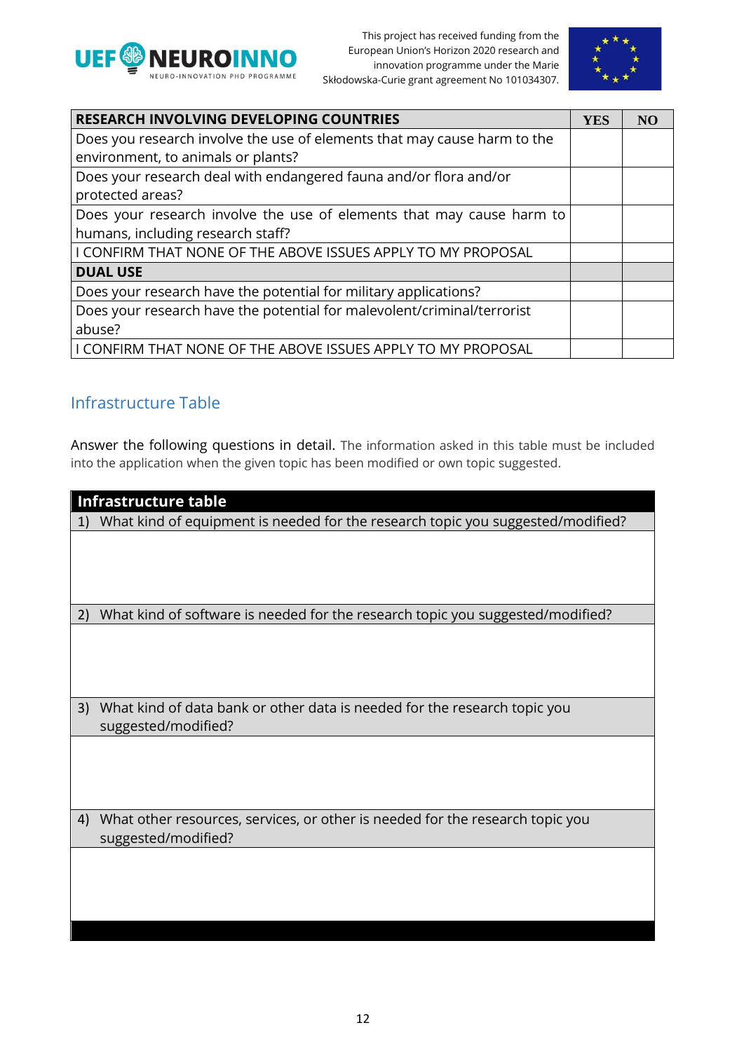| RESEARCH INVOLVING DEVELOPING COUNTRIES | YES | NO |
|---|---|---|
| Does you research involve the use of elements that may cause harm to the environment, to animals or plants? | | |
| Does your research deal with endangered fauna and/or flora and/or protected areas? | | |
| Does your research involve the use of elements that may cause harm to humans, including research staff? | | |
| I CONFIRM THAT NONE OF THE ABOVE ISSUES APPLY TO MY PROPOSAL | | |
| **DUAL USE** | | |
| Does your research have the potential for military applications? | | |
| Does your research have the potential for malevolent/criminal/terrorist abuse? | | |
| I CONFIRM THAT NONE OF THE ABOVE ISSUES APPLY TO MY PROPOSAL | | |

## Infrastructure Table

Answer the following questions in detail. The information asked in this table must be included into the application when the given topic has been modified or own topic suggested.

| Infrastructure table |
|---|
| 1) What kind of equipment is needed for the research topic you suggested/modified? |
| |
| 2) What kind of software is needed for the research topic you suggested/modified? |
| |
| 3) What kind of data bank or other data is needed for the research topic you suggested/modified? |
| |
| 4) What other resources, services, or other is needed for the research topic you suggested/modified? |
| |